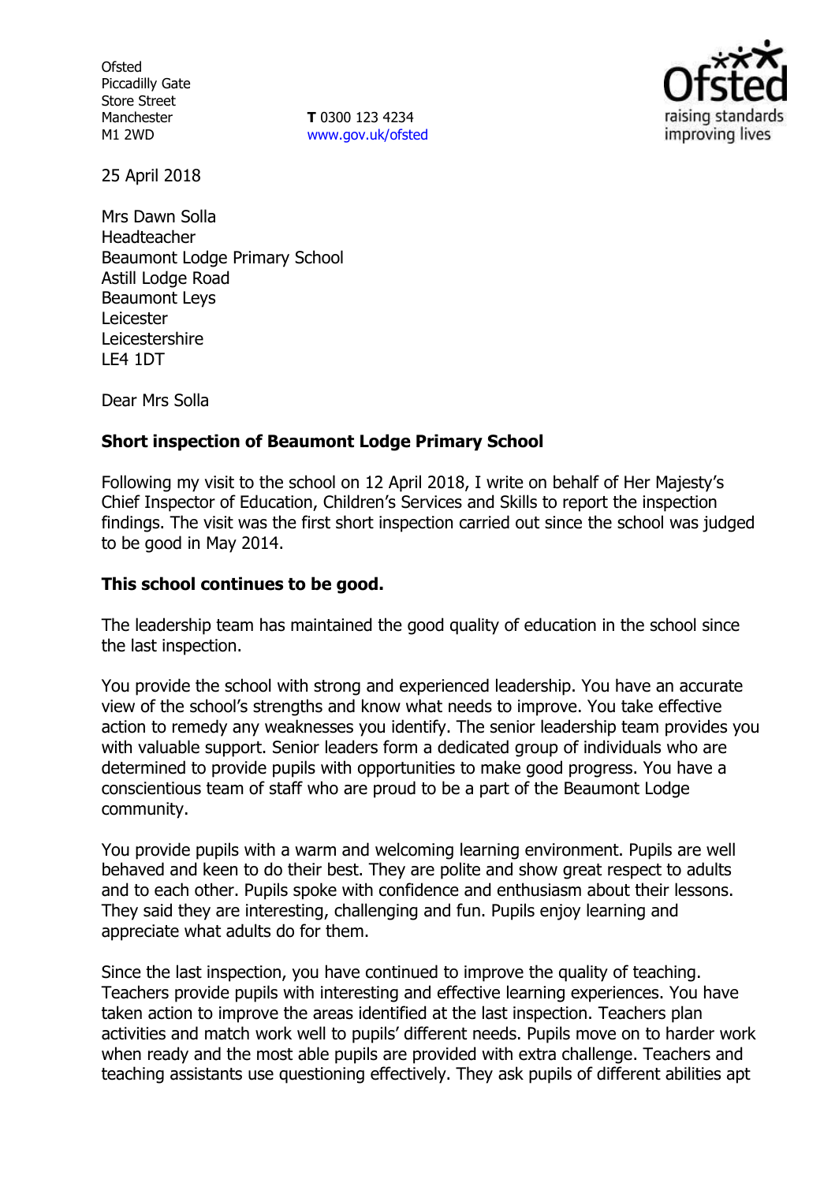Ofsted
Piccadilly Gate
Store Street
Manchester
M1 2WD

**T** 0300 123 4234
www.gov.uk/ofsted

25 April 2018

Mrs Dawn Solla
Headteacher
Beaumont Lodge Primary School
Astill Lodge Road
Beaumont Leys
Leicester
Leicestershire
LE4 1DT

Dear Mrs Solla

**Short inspection of Beaumont Lodge Primary School**

Following my visit to the school on 12 April 2018, I write on behalf of Her Majesty's Chief Inspector of Education, Children's Services and Skills to report the inspection findings. The visit was the first short inspection carried out since the school was judged to be good in May 2014.

**This school continues to be good.**

The leadership team has maintained the good quality of education in the school since the last inspection.

You provide the school with strong and experienced leadership. You have an accurate view of the school's strengths and know what needs to improve. You take effective action to remedy any weaknesses you identify. The senior leadership team provides you with valuable support. Senior leaders form a dedicated group of individuals who are determined to provide pupils with opportunities to make good progress. You have a conscientious team of staff who are proud to be a part of the Beaumont Lodge community.

You provide pupils with a warm and welcoming learning environment. Pupils are well behaved and keen to do their best. They are polite and show great respect to adults and to each other. Pupils spoke with confidence and enthusiasm about their lessons. They said they are interesting, challenging and fun. Pupils enjoy learning and appreciate what adults do for them.

Since the last inspection, you have continued to improve the quality of teaching. Teachers provide pupils with interesting and effective learning experiences. You have taken action to improve the areas identified at the last inspection. Teachers plan activities and match work well to pupils' different needs. Pupils move on to harder work when ready and the most able pupils are provided with extra challenge. Teachers and teaching assistants use questioning effectively. They ask pupils of different abilities apt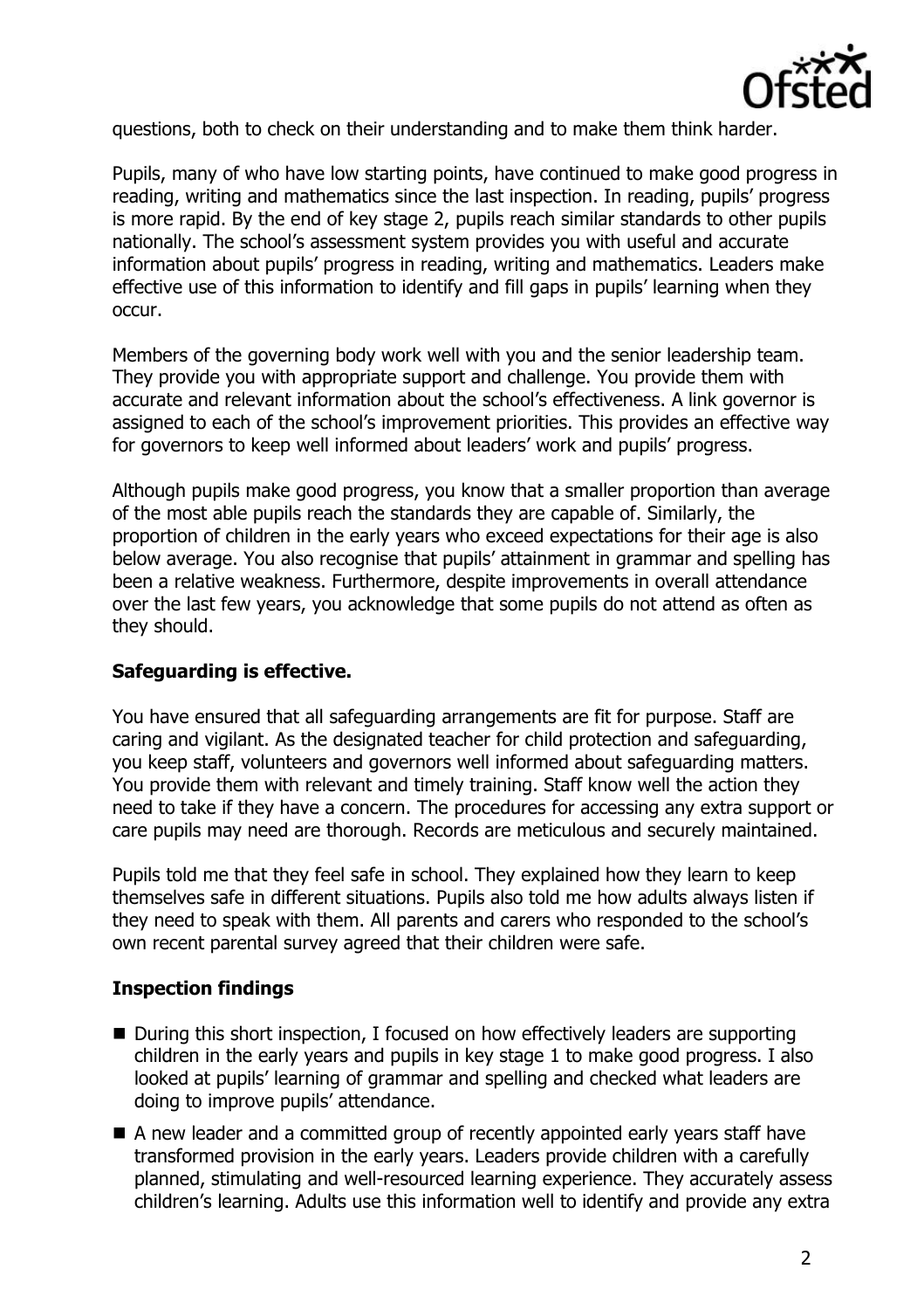questions, both to check on their understanding and to make them think harder.

Pupils, many of who have low starting points, have continued to make good progress in reading, writing and mathematics since the last inspection. In reading, pupils' progress is more rapid. By the end of key stage 2, pupils reach similar standards to other pupils nationally. The school's assessment system provides you with useful and accurate information about pupils' progress in reading, writing and mathematics. Leaders make effective use of this information to identify and fill gaps in pupils' learning when they occur.

Members of the governing body work well with you and the senior leadership team. They provide you with appropriate support and challenge. You provide them with accurate and relevant information about the school's effectiveness. A link governor is assigned to each of the school's improvement priorities. This provides an effective way for governors to keep well informed about leaders' work and pupils' progress.

Although pupils make good progress, you know that a smaller proportion than average of the most able pupils reach the standards they are capable of. Similarly, the proportion of children in the early years who exceed expectations for their age is also below average. You also recognise that pupils' attainment in grammar and spelling has been a relative weakness. Furthermore, despite improvements in overall attendance over the last few years, you acknowledge that some pupils do not attend as often as they should.

## Safeguarding is effective.

You have ensured that all safeguarding arrangements are fit for purpose. Staff are caring and vigilant. As the designated teacher for child protection and safeguarding, you keep staff, volunteers and governors well informed about safeguarding matters. You provide them with relevant and timely training. Staff know well the action they need to take if they have a concern. The procedures for accessing any extra support or care pupils may need are thorough. Records are meticulous and securely maintained.

Pupils told me that they feel safe in school. They explained how they learn to keep themselves safe in different situations. Pupils also told me how adults always listen if they need to speak with them. All parents and carers who responded to the school's own recent parental survey agreed that their children were safe.

## Inspection findings

- During this short inspection, I focused on how effectively leaders are supporting children in the early years and pupils in key stage 1 to make good progress. I also looked at pupils' learning of grammar and spelling and checked what leaders are doing to improve pupils' attendance.
- A new leader and a committed group of recently appointed early years staff have transformed provision in the early years. Leaders provide children with a carefully planned, stimulating and well-resourced learning experience. They accurately assess children's learning. Adults use this information well to identify and provide any extra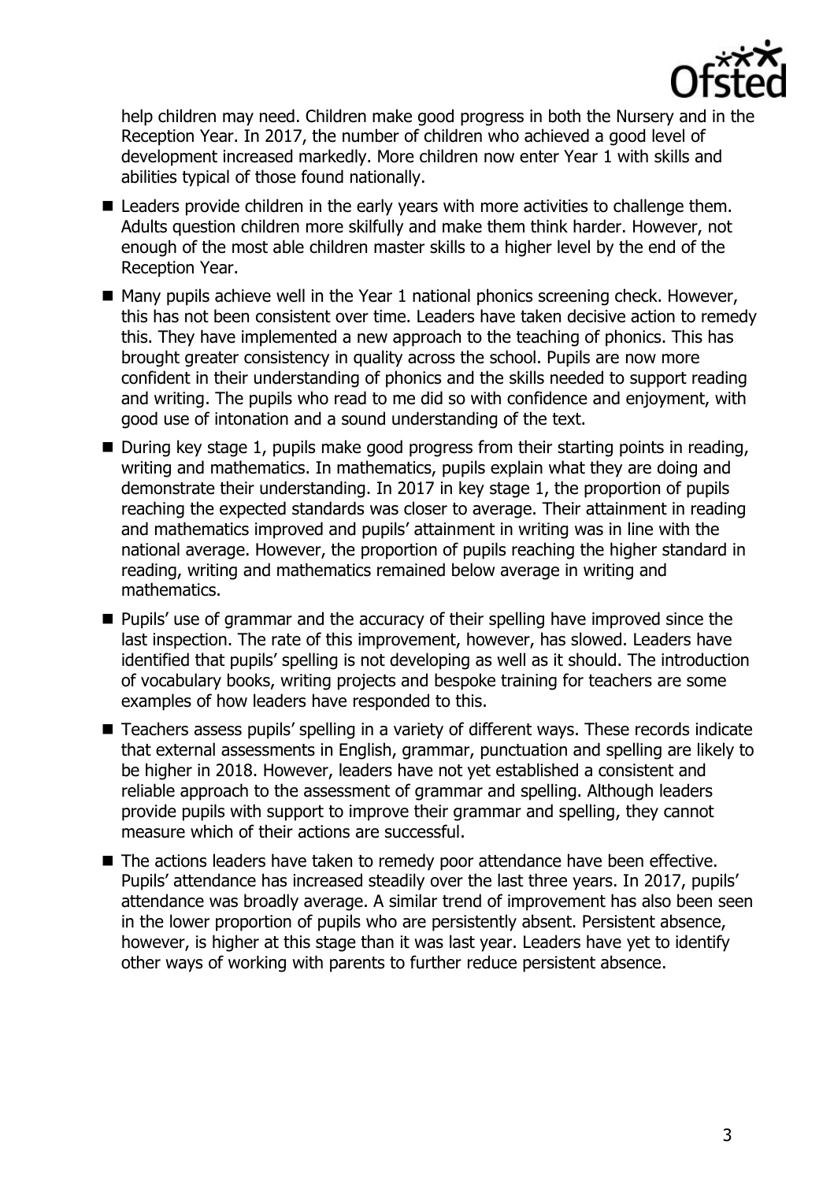help children may need. Children make good progress in both the Nursery and in the Reception Year. In 2017, the number of children who achieved a good level of development increased markedly. More children now enter Year 1 with skills and abilities typical of those found nationally.

- Leaders provide children in the early years with more activities to challenge them. Adults question children more skilfully and make them think harder. However, not enough of the most able children master skills to a higher level by the end of the Reception Year.
- Many pupils achieve well in the Year 1 national phonics screening check. However, this has not been consistent over time. Leaders have taken decisive action to remedy this. They have implemented a new approach to the teaching of phonics. This has brought greater consistency in quality across the school. Pupils are now more confident in their understanding of phonics and the skills needed to support reading and writing. The pupils who read to me did so with confidence and enjoyment, with good use of intonation and a sound understanding of the text.
- During key stage 1, pupils make good progress from their starting points in reading, writing and mathematics. In mathematics, pupils explain what they are doing and demonstrate their understanding. In 2017 in key stage 1, the proportion of pupils reaching the expected standards was closer to average. Their attainment in reading and mathematics improved and pupils' attainment in writing was in line with the national average. However, the proportion of pupils reaching the higher standard in reading, writing and mathematics remained below average in writing and mathematics.
- Pupils' use of grammar and the accuracy of their spelling have improved since the last inspection. The rate of this improvement, however, has slowed. Leaders have identified that pupils' spelling is not developing as well as it should. The introduction of vocabulary books, writing projects and bespoke training for teachers are some examples of how leaders have responded to this.
- Teachers assess pupils' spelling in a variety of different ways. These records indicate that external assessments in English, grammar, punctuation and spelling are likely to be higher in 2018. However, leaders have not yet established a consistent and reliable approach to the assessment of grammar and spelling. Although leaders provide pupils with support to improve their grammar and spelling, they cannot measure which of their actions are successful.
- The actions leaders have taken to remedy poor attendance have been effective. Pupils' attendance has increased steadily over the last three years. In 2017, pupils' attendance was broadly average. A similar trend of improvement has also been seen in the lower proportion of pupils who are persistently absent. Persistent absence, however, is higher at this stage than it was last year. Leaders have yet to identify other ways of working with parents to further reduce persistent absence.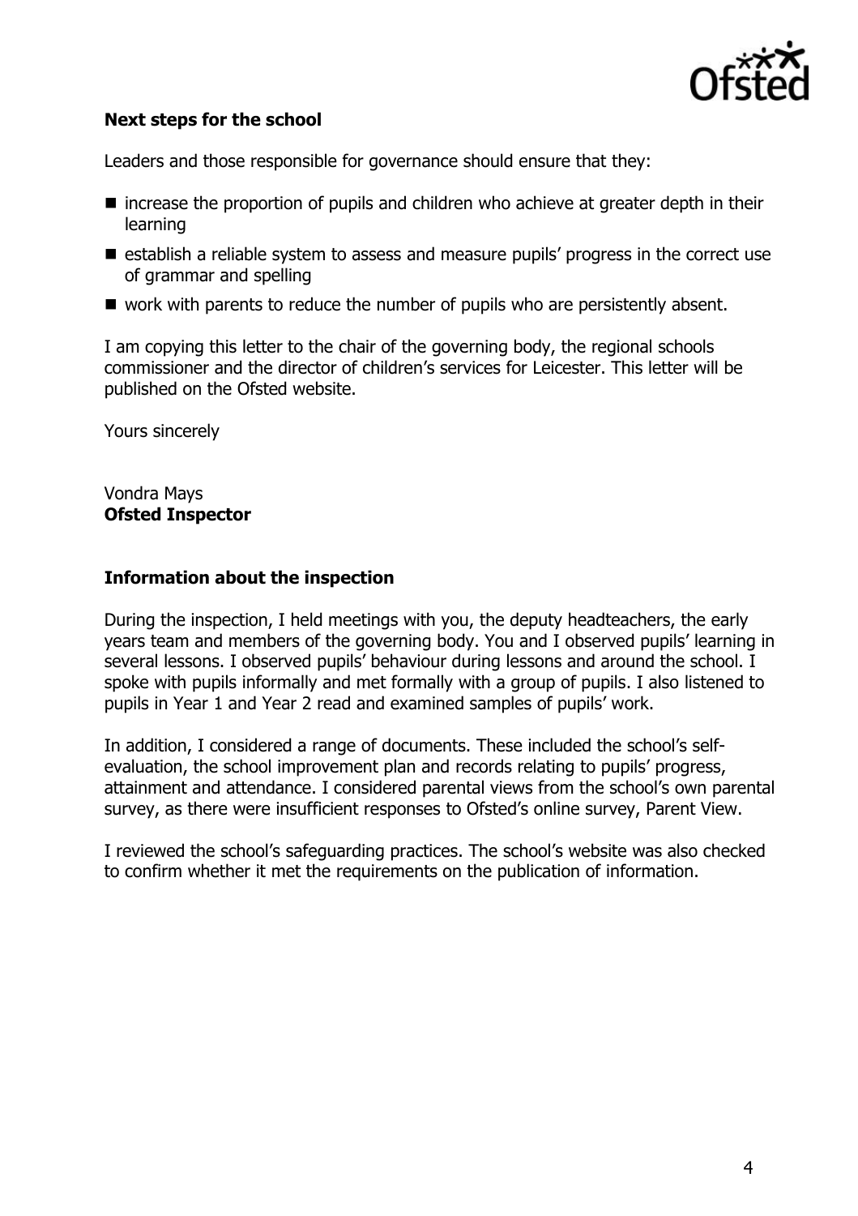## Next steps for the school

Leaders and those responsible for governance should ensure that they:

- increase the proportion of pupils and children who achieve at greater depth in their learning
- establish a reliable system to assess and measure pupils' progress in the correct use of grammar and spelling
- work with parents to reduce the number of pupils who are persistently absent.

I am copying this letter to the chair of the governing body, the regional schools commissioner and the director of children's services for Leicester. This letter will be published on the Ofsted website.

Yours sincerely

Vondra Mays
**Ofsted Inspector**

## Information about the inspection

During the inspection, I held meetings with you, the deputy headteachers, the early years team and members of the governing body. You and I observed pupils' learning in several lessons. I observed pupils' behaviour during lessons and around the school. I spoke with pupils informally and met formally with a group of pupils. I also listened to pupils in Year 1 and Year 2 read and examined samples of pupils' work.

In addition, I considered a range of documents. These included the school's self-evaluation, the school improvement plan and records relating to pupils' progress, attainment and attendance. I considered parental views from the school's own parental survey, as there were insufficient responses to Ofsted's online survey, Parent View.

I reviewed the school's safeguarding practices. The school's website was also checked to confirm whether it met the requirements on the publication of information.